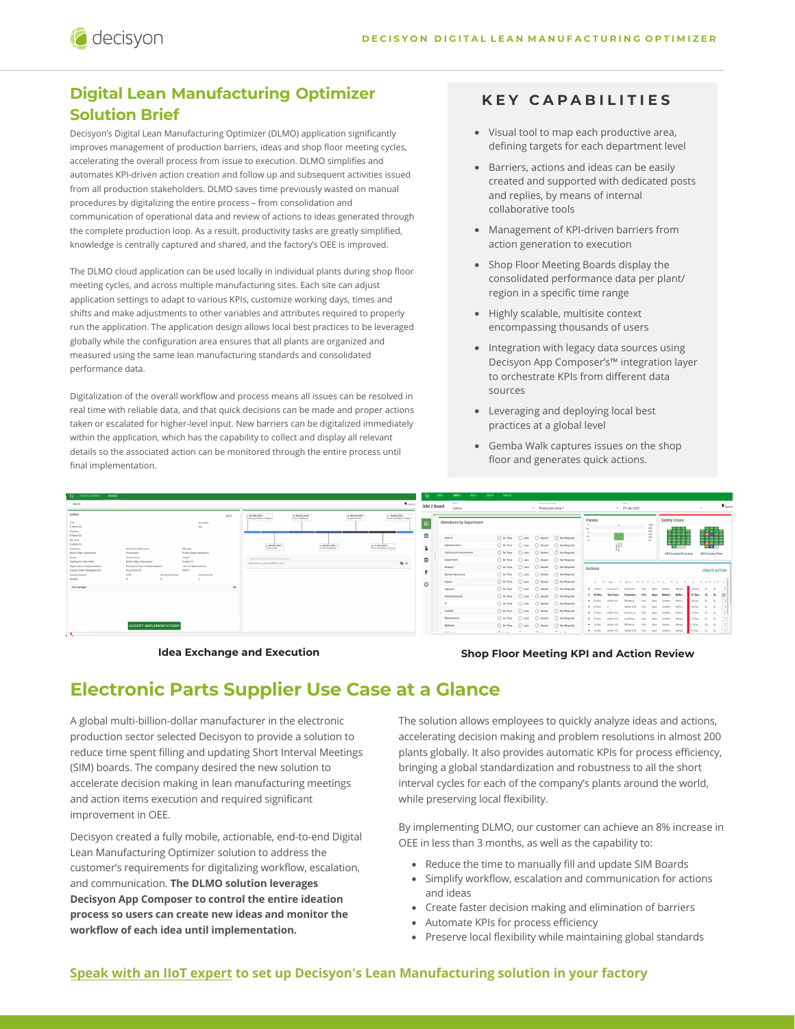# Digital Lean Manufacturing Optimizer Solution Brief

Decisyon's Digital Lean Manufacturing Optimizer (DLMO) application significantly improves management of production barriers, ideas and shop floor meeting cycles, accelerating the overall process from issue to execution. DLMO simplifies and automates KPI-driven action creation and follow up and subsequent activities issued from all production stakeholders. DLMO saves time previously wasted on manual procedures by digitalizing the entire process – from consolidation and communication of operational data and review of actions to ideas generated through the complete production loop. As a result, productivity tasks are greatly simplified, knowledge is centrally captured and shared, and the factory's OEE is improved.

The DLMO cloud application can be used locally in individual plants during shop floor meeting cycles, and across multiple manufacturing sites. Each site can adjust application settings to adapt to various KPIs, customize working days, times and shifts and make adjustments to other variables and attributes required to properly run the application. The application design allows local best practices to be leveraged globally while the configuration area ensures that all plants are organized and measured using the same lean manufacturing standards and consolidated performance data.

Digitalization of the overall workflow and process means all issues can be resolved in real time with reliable data, and that quick decisions can be made and proper actions taken or escalated for higher-level input. New barriers can be digitalized immediately within the application, which has the capability to collect and display all relevant details so the associated action can be monitored through the entire process until final implementation.

## KEY CAPABILITIES

- Visual tool to map each productive area, defining targets for each department level
- Barriers, actions and ideas can be easily created and supported with dedicated posts and replies, by means of internal collaborative tools
- Management of KPI-driven barriers from action generation to execution
- Shop Floor Meeting Boards display the consolidated performance data per plant/ region in a specific time range
- Highly scalable, multisite context encompassing thousands of users
- Integration with legacy data sources using Decisyon App Composer's™ integration layer to orchestrate KPIs from different data sources
- Leveraging and deploying local best practices at a global level
- Gemba Walk captures issues on the shop floor and generates quick actions.

**Idea Exchange and Execution**

**Shop Floor Meeting KPI and Action Review**

# Electronic Parts Supplier Use Case at a Glance

A global multi-billion-dollar manufacturer in the electronic production sector selected Decisyon to provide a solution to reduce time spent filling and updating Short Interval Meetings (SIM) boards. The company desired the new solution to accelerate decision making in lean manufacturing meetings and action items execution and required significant improvement in OEE.

Decisyon created a fully mobile, actionable, end-to-end Digital Lean Manufacturing Optimizer solution to address the customer's requirements for digitalizing workflow, escalation, and communication. **The DLMO solution leverages Decisyon App Composer to control the entire ideation process so users can create new ideas and monitor the workflow of each idea until implementation.**

The solution allows employees to quickly analyze ideas and actions, accelerating decision making and problem resolutions in almost 200 plants globally. It also provides automatic KPIs for process efficiency, bringing a global standardization and robustness to all the short interval cycles for each of the company's plants around the world, while preserving local flexibility.

By implementing DLMO, our customer can achieve an 8% increase in OEE in less than 3 months, as well as the capability to:

- Reduce the time to manually fill and update SIM Boards
- Simplify workflow, escalation and communication for actions and ideas
- Create faster decision making and elimination of barriers
- Automate KPIs for process efficiency
- Preserve local flexibility while maintaining global standards

**Speak with an IIoT expert to set up Decisyon's Lean Manufacturing solution in your factory**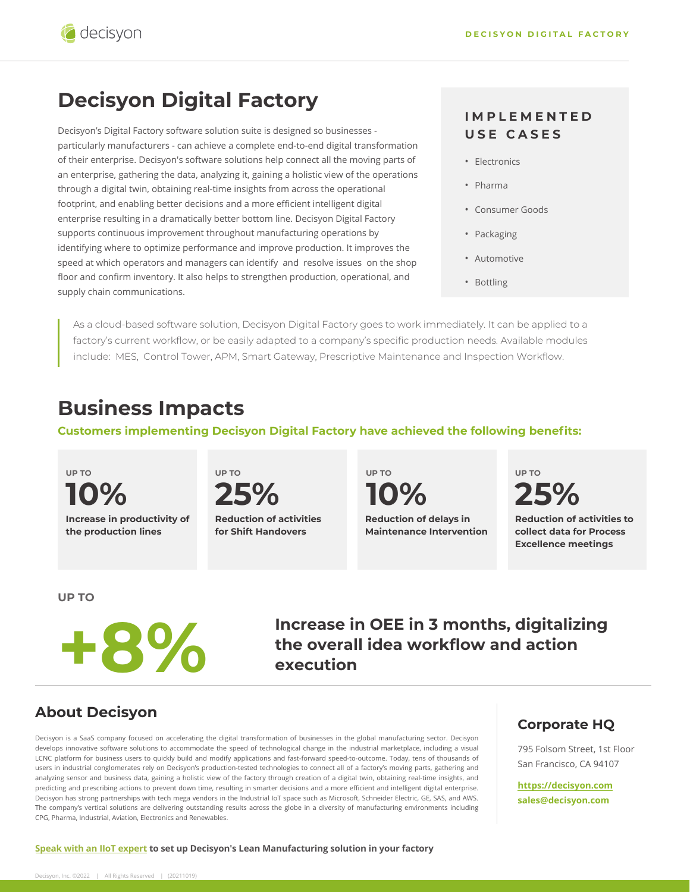# Decisyon Digital Factory

Decisyon's Digital Factory software solution suite is designed so businesses - particularly manufacturers - can achieve a complete end-to-end digital transformation of their enterprise. Decisyon's software solutions help connect all the moving parts of an enterprise, gathering the data, analyzing it, gaining a holistic view of the operations through a digital twin, obtaining real-time insights from across the operational footprint, and enabling better decisions and a more efficient intelligent digital enterprise resulting in a dramatically better bottom line. Decisyon Digital Factory supports continuous improvement throughout manufacturing operations by identifying where to optimize performance and improve production. It improves the speed at which operators and managers can identify and resolve issues on the shop floor and confirm inventory. It also helps to strengthen production, operational, and supply chain communications.

### IMPLEMENTED USE CASES

- Electronics
- Pharma
- Consumer Goods
- Packaging
- Automotive
- Bottling

> As a cloud-based software solution, Decisyon Digital Factory goes to work immediately. It can be applied to a factory's current workflow, or be easily adapted to a company's specific production needs. Available modules include: MES, Control Tower, APM, Smart Gateway, Prescriptive Maintenance and Inspection Workflow.

## Business Impacts

**Customers implementing Decisyon Digital Factory have achieved the following benefits:**

**UP TO**
**10%**
**Increase in productivity of the production lines**

**UP TO**
**25%**
**Reduction of activities for Shift Handovers**

**UP TO**
**10%**
**Reduction of delays in Maintenance Intervention**

**UP TO**
**25%**
**Reduction of activities to collect data for Process Excellence meetings**

**UP TO**
**+8%**
**Increase in OEE in 3 months, digitalizing the overall idea workflow and action execution**

## About Decisyon

Decisyon is a SaaS company focused on accelerating the digital transformation of businesses in the global manufacturing sector. Decisyon develops innovative software solutions to accommodate the speed of technological change in the industrial marketplace, including a visual LCNC platform for business users to quickly build and modify applications and fast-forward speed-to-outcome. Today, tens of thousands of users in industrial conglomerates rely on Decisyon's production-tested technologies to connect all of a factory's moving parts, gathering and analyzing sensor and business data, gaining a holistic view of the factory through creation of a digital twin, obtaining real-time insights, and predicting and prescribing actions to prevent down time, resulting in smarter decisions and a more efficient and intelligent digital enterprise. Decisyon has strong partnerships with tech mega vendors in the Industrial IoT space such as Microsoft, Schneider Electric, GE, SAS, and AWS. The company's vertical solutions are delivering outstanding results across the globe in a diversity of manufacturing environments including CPG, Pharma, Industrial, Aviation, Electronics and Renewables.

## Corporate HQ

795 Folsom Street, 1st Floor
San Francisco, CA 94107

**https://decisyon.com**
**sales@decisyon.com**

**Speak with an IIoT expert to set up Decisyon's Lean Manufacturing solution in your factory**

Decisyon, Inc. ©2022 | All Rights Reserved | (20211019)